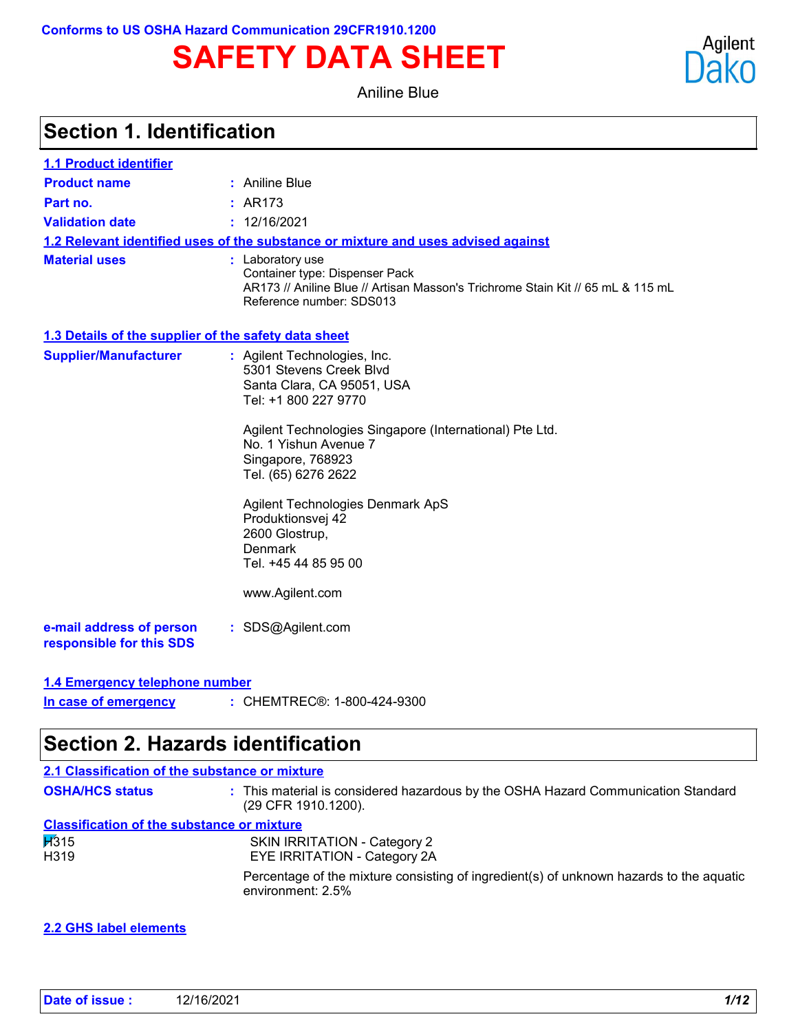Conforms to US OSHA Hazard Communication 29CFR1910.1200

# SAFETY DATA SHEET

Aniline Blue

## Section 1. Identification

### 1.1 Product identifier

**Product name** : Aniline Blue

**Part no.** : AR173

**Validation date** : 12/16/2021

### 1.2 Relevant identified uses of the substance or mixture and uses advised against

**Material uses** : Laboratory use
Container type: Dispenser Pack
AR173 // Aniline Blue // Artisan Masson's Trichrome Stain Kit // 65 mL & 115 mL
Reference number: SDS013

### 1.3 Details of the supplier of the safety data sheet

**Supplier/Manufacturer** : Agilent Technologies, Inc.
5301 Stevens Creek Blvd
Santa Clara, CA 95051, USA
Tel: +1 800 227 9770

Agilent Technologies Singapore (International) Pte Ltd.
No. 1 Yishun Avenue 7
Singapore, 768923
Tel. (65) 6276 2622

Agilent Technologies Denmark ApS
Produktionsvej 42
2600 Glostrup,
Denmark
Tel. +45 44 85 95 00

www.Agilent.com

**e-mail address of person responsible for this SDS** : SDS@Agilent.com

### 1.4 Emergency telephone number

**In case of emergency** : CHEMTREC®: 1-800-424-9300

## Section 2. Hazards identification

### 2.1 Classification of the substance or mixture

**OSHA/HCS status** : This material is considered hazardous by the OSHA Hazard Communication Standard (29 CFR 1910.1200).

**Classification of the substance or mixture**

H315 SKIN IRRITATION - Category 2
H319 EYE IRRITATION - Category 2A

Percentage of the mixture consisting of ingredient(s) of unknown hazards to the aquatic environment: 2.5%

### 2.2 GHS label elements

**Date of issue :** 12/16/2021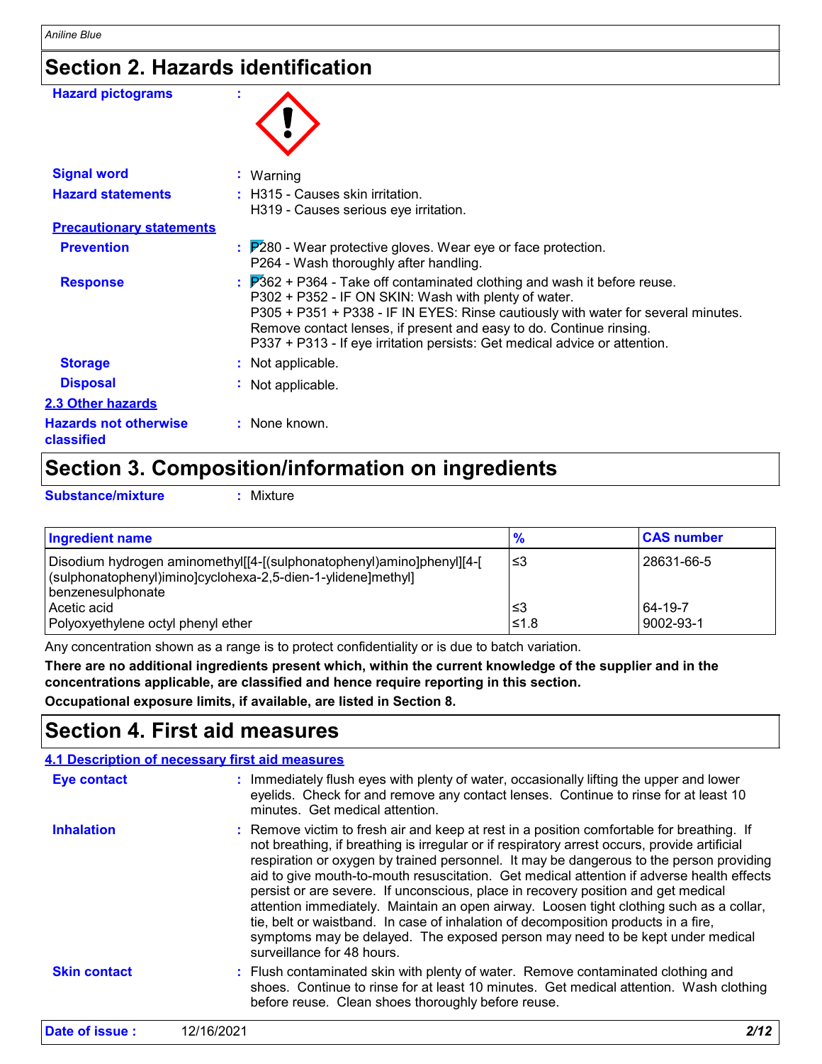## Section 2. Hazards identification

**Hazard pictograms** :

**Signal word** : Warning

**Hazard statements** : H315 - Causes skin irritation.
H319 - Causes serious eye irritation.

**Precautionary statements**

**Prevention** : P280 - Wear protective gloves. Wear eye or face protection.
P264 - Wash thoroughly after handling.

**Response** : P362 + P364 - Take off contaminated clothing and wash it before reuse.
P302 + P352 - IF ON SKIN: Wash with plenty of water.
P305 + P351 + P338 - IF IN EYES: Rinse cautiously with water for several minutes. Remove contact lenses, if present and easy to do. Continue rinsing.
P337 + P313 - If eye irritation persists: Get medical advice or attention.

**Storage** : Not applicable.

**Disposal** : Not applicable.

**2.3 Other hazards**

**Hazards not otherwise classified** : None known.

## Section 3. Composition/information on ingredients

**Substance/mixture** : Mixture

| Ingredient name | % | CAS number |
|---|---|---|
| Disodium hydrogen aminomethyl[[4-[(sulphonatophenyl)amino]phenyl][4-[(sulphonatophenyl)imino]cyclohexa-2,5-dien-1-ylidene]methyl] benzenesulphonate | ≤3 | 28631-66-5 |
| Acetic acid | ≤3 | 64-19-7 |
| Polyoxyethylene octyl phenyl ether | ≤1.8 | 9002-93-1 |

Any concentration shown as a range is to protect confidentiality or is due to batch variation.

**There are no additional ingredients present which, within the current knowledge of the supplier and in the concentrations applicable, are classified and hence require reporting in this section.**

**Occupational exposure limits, if available, are listed in Section 8.**

## Section 4. First aid measures

**4.1 Description of necessary first aid measures**

**Eye contact** : Immediately flush eyes with plenty of water, occasionally lifting the upper and lower eyelids. Check for and remove any contact lenses. Continue to rinse for at least 10 minutes. Get medical attention.

**Inhalation** : Remove victim to fresh air and keep at rest in a position comfortable for breathing. If not breathing, if breathing is irregular or if respiratory arrest occurs, provide artificial respiration or oxygen by trained personnel. It may be dangerous to the person providing aid to give mouth-to-mouth resuscitation. Get medical attention if adverse health effects persist or are severe. If unconscious, place in recovery position and get medical attention immediately. Maintain an open airway. Loosen tight clothing such as a collar, tie, belt or waistband. In case of inhalation of decomposition products in a fire, symptoms may be delayed. The exposed person may need to be kept under medical surveillance for 48 hours.

**Skin contact** : Flush contaminated skin with plenty of water. Remove contaminated clothing and shoes. Continue to rinse for at least 10 minutes. Get medical attention. Wash clothing before reuse. Clean shoes thoroughly before reuse.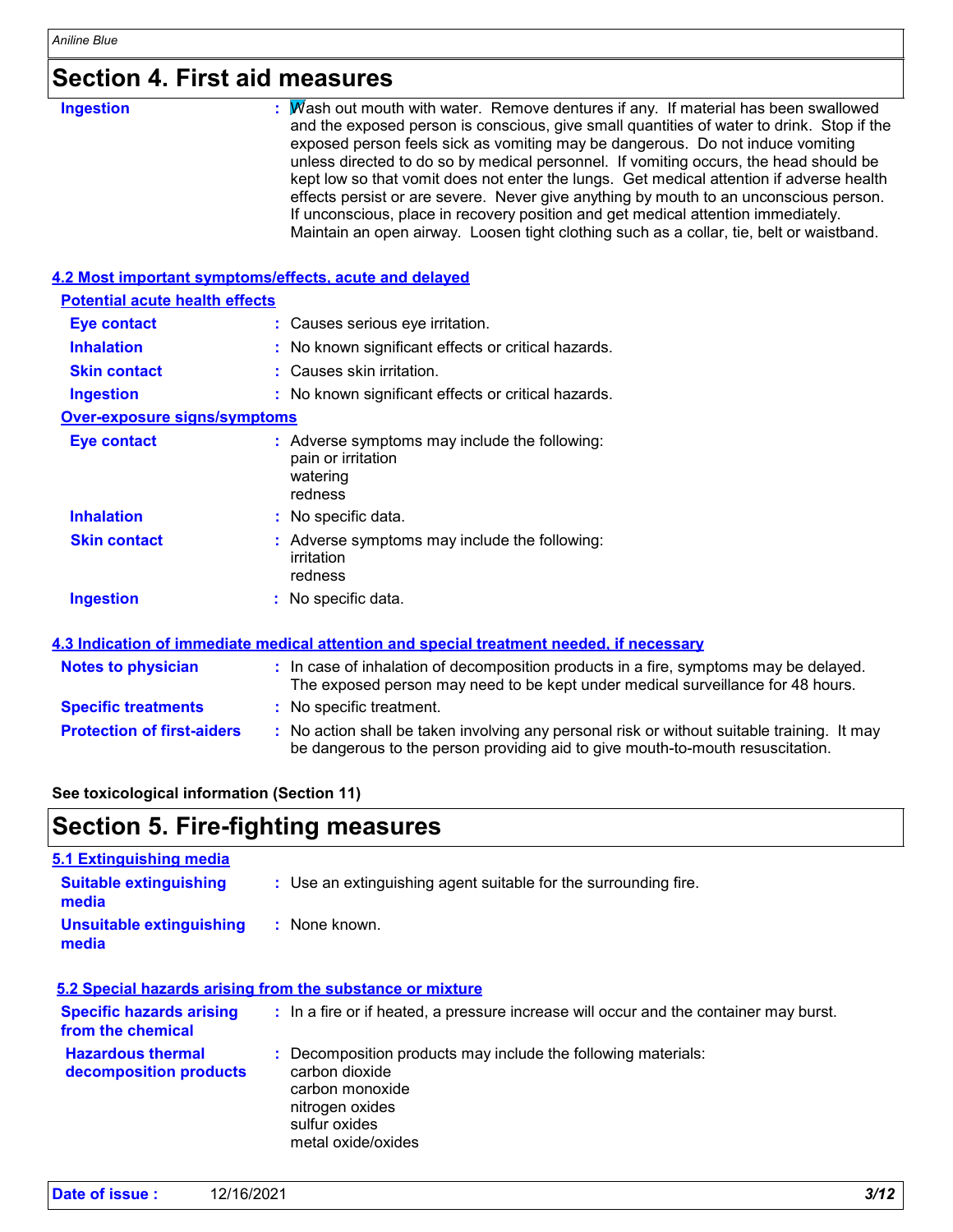# Section 4. First aid measures

**Ingestion** : Wash out mouth with water. Remove dentures if any. If material has been swallowed and the exposed person is conscious, give small quantities of water to drink. Stop if the exposed person feels sick as vomiting may be dangerous. Do not induce vomiting unless directed to do so by medical personnel. If vomiting occurs, the head should be kept low so that vomit does not enter the lungs. Get medical attention if adverse health effects persist or are severe. Never give anything by mouth to an unconscious person. If unconscious, place in recovery position and get medical attention immediately. Maintain an open airway. Loosen tight clothing such as a collar, tie, belt or waistband.

## 4.2 Most important symptoms/effects, acute and delayed

### Potential acute health effects

**Eye contact** : Causes serious eye irritation.

**Inhalation** : No known significant effects or critical hazards.

**Skin contact** : Causes skin irritation.

**Ingestion** : No known significant effects or critical hazards.

### Over-exposure signs/symptoms

**Eye contact** : Adverse symptoms may include the following:
pain or irritation
watering
redness

**Inhalation** : No specific data.

**Skin contact** : Adverse symptoms may include the following:
irritation
redness

**Ingestion** : No specific data.

## 4.3 Indication of immediate medical attention and special treatment needed, if necessary

**Notes to physician** : In case of inhalation of decomposition products in a fire, symptoms may be delayed. The exposed person may need to be kept under medical surveillance for 48 hours.

**Specific treatments** : No specific treatment.

**Protection of first-aiders** : No action shall be taken involving any personal risk or without suitable training. It may be dangerous to the person providing aid to give mouth-to-mouth resuscitation.

**See toxicological information (Section 11)**

# Section 5. Fire-fighting measures

## 5.1 Extinguishing media

**Suitable extinguishing media** : Use an extinguishing agent suitable for the surrounding fire.

**Unsuitable extinguishing media** : None known.

## 5.2 Special hazards arising from the substance or mixture

**Specific hazards arising from the chemical** : In a fire or if heated, a pressure increase will occur and the container may burst.

**Hazardous thermal decomposition products** : Decomposition products may include the following materials:
carbon dioxide
carbon monoxide
nitrogen oxides
sulfur oxides
metal oxide/oxides

**Date of issue :** 12/16/2021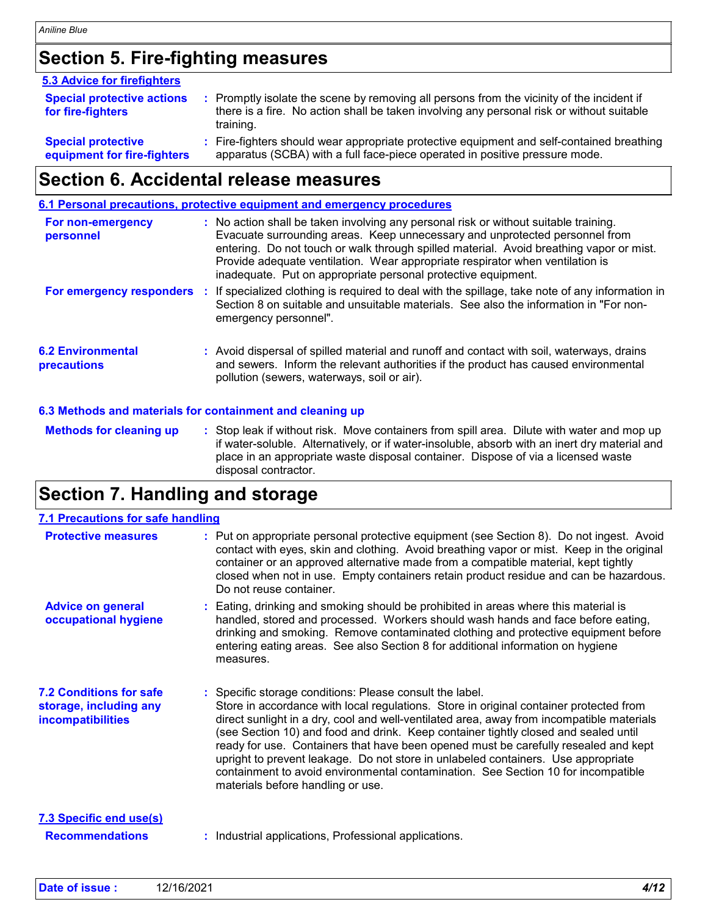## Section 5. Fire-fighting measures

### 5.3 Advice for firefighters

**Special protective actions for fire-fighters** : Promptly isolate the scene by removing all persons from the vicinity of the incident if there is a fire. No action shall be taken involving any personal risk or without suitable training.

**Special protective equipment for fire-fighters** : Fire-fighters should wear appropriate protective equipment and self-contained breathing apparatus (SCBA) with a full face-piece operated in positive pressure mode.

## Section 6. Accidental release measures

### 6.1 Personal precautions, protective equipment and emergency procedures

**For non-emergency personnel** : No action shall be taken involving any personal risk or without suitable training. Evacuate surrounding areas. Keep unnecessary and unprotected personnel from entering. Do not touch or walk through spilled material. Avoid breathing vapor or mist. Provide adequate ventilation. Wear appropriate respirator when ventilation is inadequate. Put on appropriate personal protective equipment.

**For emergency responders** : If specialized clothing is required to deal with the spillage, take note of any information in Section 8 on suitable and unsuitable materials. See also the information in "For non-emergency personnel".

### 6.2 Environmental precautions

: Avoid dispersal of spilled material and runoff and contact with soil, waterways, drains and sewers. Inform the relevant authorities if the product has caused environmental pollution (sewers, waterways, soil or air).

### 6.3 Methods and materials for containment and cleaning up

**Methods for cleaning up** : Stop leak if without risk. Move containers from spill area. Dilute with water and mop up if water-soluble. Alternatively, or if water-insoluble, absorb with an inert dry material and place in an appropriate waste disposal container. Dispose of via a licensed waste disposal contractor.

## Section 7. Handling and storage

### 7.1 Precautions for safe handling

**Protective measures** : Put on appropriate personal protective equipment (see Section 8). Do not ingest. Avoid contact with eyes, skin and clothing. Avoid breathing vapor or mist. Keep in the original container or an approved alternative made from a compatible material, kept tightly closed when not in use. Empty containers retain product residue and can be hazardous. Do not reuse container.

**Advice on general occupational hygiene** : Eating, drinking and smoking should be prohibited in areas where this material is handled, stored and processed. Workers should wash hands and face before eating, drinking and smoking. Remove contaminated clothing and protective equipment before entering eating areas. See also Section 8 for additional information on hygiene measures.

### 7.2 Conditions for safe storage, including any incompatibilities

: Specific storage conditions: Please consult the label.
Store in accordance with local regulations. Store in original container protected from direct sunlight in a dry, cool and well-ventilated area, away from incompatible materials (see Section 10) and food and drink. Keep container tightly closed and sealed until ready for use. Containers that have been opened must be carefully resealed and kept upright to prevent leakage. Do not store in unlabeled containers. Use appropriate containment to avoid environmental contamination. See Section 10 for incompatible materials before handling or use.

### 7.3 Specific end use(s)

**Recommendations** : Industrial applications, Professional applications.

**Date of issue :** 12/16/2021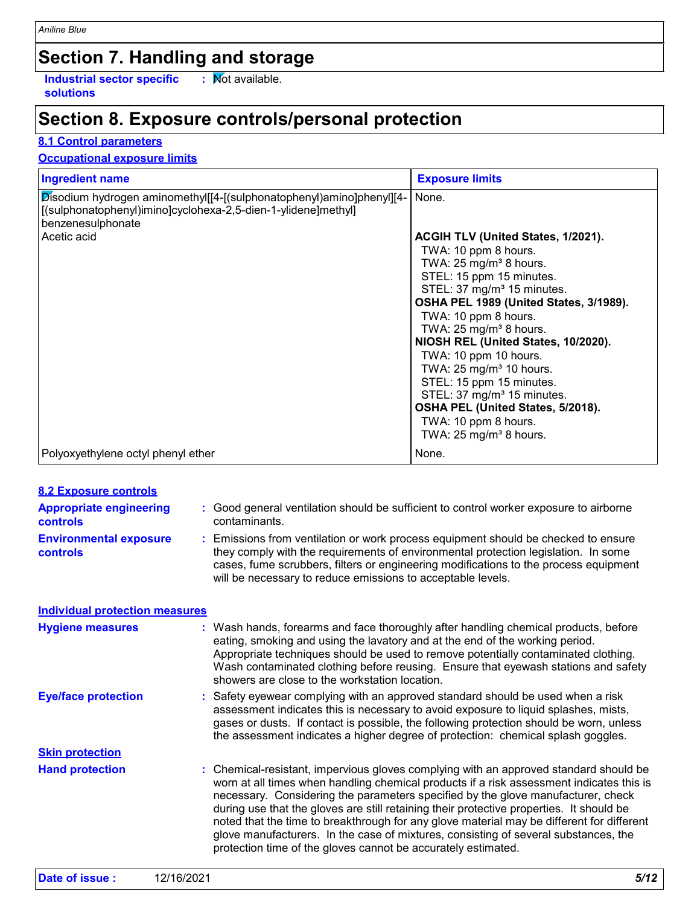## Section 7. Handling and storage

**Industrial sector specific solutions** : Not available.

## Section 8. Exposure controls/personal protection

### 8.1 Control parameters

**Occupational exposure limits**

| Ingredient name | Exposure limits |
|---|---|
| Disodium hydrogen aminomethyl[[4-[(sulphonatophenyl)amino]phenyl][4-[(sulphonatophenyl)imino]cyclohexa-2,5-dien-1-ylidene]methyl] benzenesulphonate | None. |
| Acetic acid | **ACGIH TLV (United States, 1/2021).**<br>TWA: 10 ppm 8 hours.<br>TWA: 25 mg/m³ 8 hours.<br>STEL: 15 ppm 15 minutes.<br>STEL: 37 mg/m³ 15 minutes.<br>**OSHA PEL 1989 (United States, 3/1989).**<br>TWA: 10 ppm 8 hours.<br>TWA: 25 mg/m³ 8 hours.<br>**NIOSH REL (United States, 10/2020).**<br>TWA: 10 ppm 10 hours.<br>TWA: 25 mg/m³ 10 hours.<br>STEL: 15 ppm 15 minutes.<br>STEL: 37 mg/m³ 15 minutes.<br>**OSHA PEL (United States, 5/2018).**<br>TWA: 10 ppm 8 hours.<br>TWA: 25 mg/m³ 8 hours. |
| Polyoxyethylene octyl phenyl ether | None. |

### 8.2 Exposure controls

**Appropriate engineering controls** : Good general ventilation should be sufficient to control worker exposure to airborne contaminants.

**Environmental exposure controls** : Emissions from ventilation or work process equipment should be checked to ensure they comply with the requirements of environmental protection legislation. In some cases, fume scrubbers, filters or engineering modifications to the process equipment will be necessary to reduce emissions to acceptable levels.

**Individual protection measures**

**Hygiene measures** : Wash hands, forearms and face thoroughly after handling chemical products, before eating, smoking and using the lavatory and at the end of the working period. Appropriate techniques should be used to remove potentially contaminated clothing. Wash contaminated clothing before reusing. Ensure that eyewash stations and safety showers are close to the workstation location.

**Eye/face protection** : Safety eyewear complying with an approved standard should be used when a risk assessment indicates this is necessary to avoid exposure to liquid splashes, mists, gases or dusts. If contact is possible, the following protection should be worn, unless the assessment indicates a higher degree of protection: chemical splash goggles.

**Skin protection**

**Hand protection** : Chemical-resistant, impervious gloves complying with an approved standard should be worn at all times when handling chemical products if a risk assessment indicates this is necessary. Considering the parameters specified by the glove manufacturer, check during use that the gloves are still retaining their protective properties. It should be noted that the time to breakthrough for any glove material may be different for different glove manufacturers. In the case of mixtures, consisting of several substances, the protection time of the gloves cannot be accurately estimated.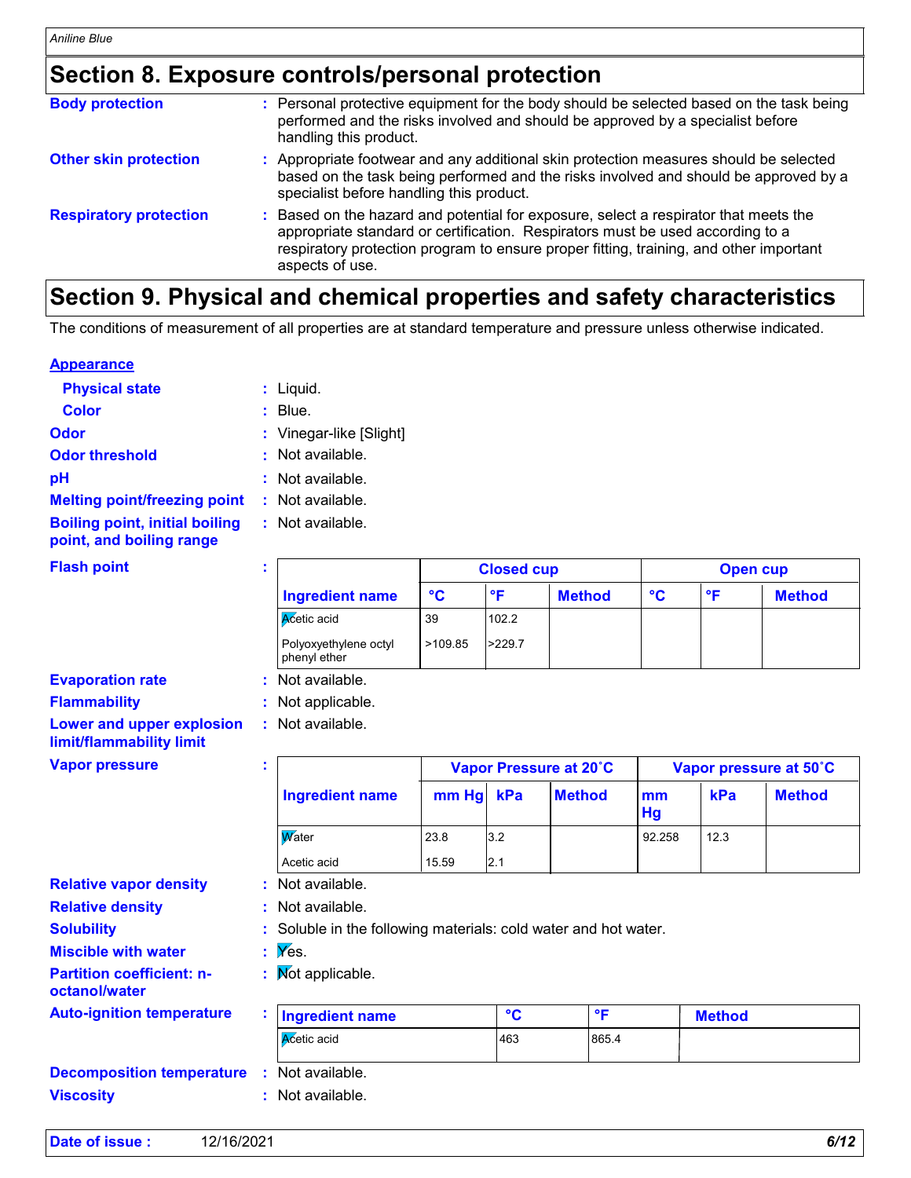## Section 8. Exposure controls/personal protection

**Body protection** : Personal protective equipment for the body should be selected based on the task being performed and the risks involved and should be approved by a specialist before handling this product.

**Other skin protection** : Appropriate footwear and any additional skin protection measures should be selected based on the task being performed and the risks involved and should be approved by a specialist before handling this product.

**Respiratory protection** : Based on the hazard and potential for exposure, select a respirator that meets the appropriate standard or certification. Respirators must be used according to a respiratory protection program to ensure proper fitting, training, and other important aspects of use.

## Section 9. Physical and chemical properties and safety characteristics

The conditions of measurement of all properties are at standard temperature and pressure unless otherwise indicated.

**Appearance**

**Physical state** : Liquid.

**Color** : Blue.

**Odor** : Vinegar-like [Slight]

**Odor threshold** : Not available.

**pH** : Not available.

**Melting point/freezing point** : Not available.

**Boiling point, initial boiling point, and boiling range** : Not available.

**Flash point** :

| | Closed cup | | | Open cup | | |
|---|---|---|---|---|---|---|
| **Ingredient name** | **°C** | **°F** | **Method** | **°C** | **°F** | **Method** |
| Acetic acid | 39 | 102.2 | | | | |
| Polyoxyethylene octyl phenyl ether | >109.85 | >229.7 | | | | |

**Evaporation rate** : Not available.

**Flammability** : Not applicable.

**Lower and upper explosion limit/flammability limit** : Not available.

**Vapor pressure** :

| | Vapor Pressure at 20˚C | | | Vapor pressure at 50˚C | | |
|---|---|---|---|---|---|---|
| **Ingredient name** | **mm Hg** | **kPa** | **Method** | **mm Hg** | **kPa** | **Method** |
| Water | 23.8 | 3.2 | | 92.258 | 12.3 | |
| Acetic acid | 15.59 | 2.1 | | | | |

**Relative vapor density** : Not available.

**Relative density** : Not available.

**Solubility** : Soluble in the following materials: cold water and hot water.

**Miscible with water** : Yes.

**Partition coefficient: n-octanol/water** : Not applicable.

**Auto-ignition temperature** :

| Ingredient name | °C | °F | Method |
|---|---|---|---|
| Acetic acid | 463 | 865.4 | |

**Decomposition temperature** : Not available.

**Viscosity** : Not available.

**Date of issue :** 12/16/2021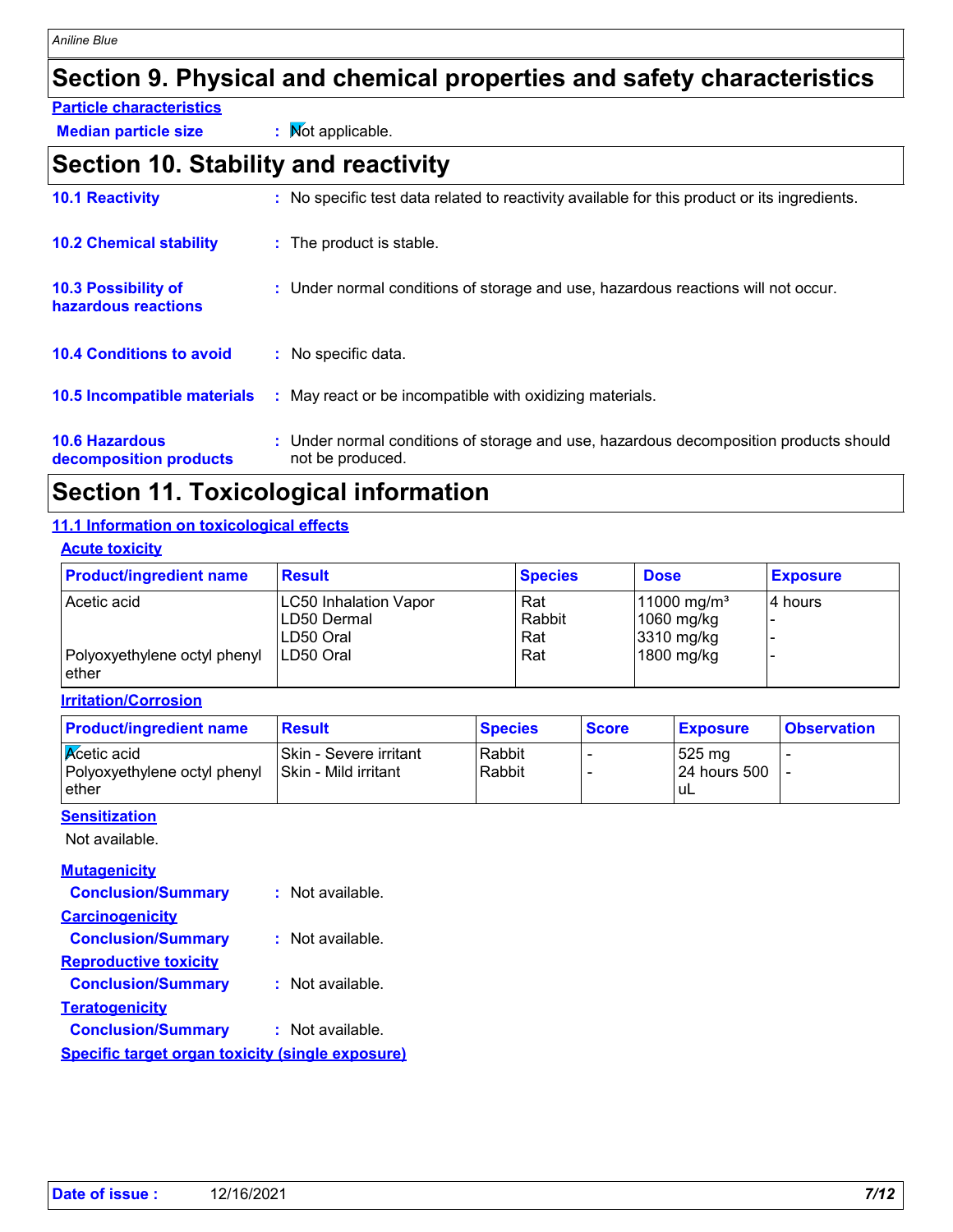## Section 9. Physical and chemical properties and safety characteristics

**Particle characteristics**

**Median particle size** : Not applicable.

## Section 10. Stability and reactivity

**10.1 Reactivity** : No specific test data related to reactivity available for this product or its ingredients.

**10.2 Chemical stability** : The product is stable.

**10.3 Possibility of hazardous reactions** : Under normal conditions of storage and use, hazardous reactions will not occur.

**10.4 Conditions to avoid** : No specific data.

**10.5 Incompatible materials** : May react or be incompatible with oxidizing materials.

**10.6 Hazardous decomposition products** : Under normal conditions of storage and use, hazardous decomposition products should not be produced.

## Section 11. Toxicological information

### 11.1 Information on toxicological effects

**Acute toxicity**

| Product/ingredient name | Result | Species | Dose | Exposure |
|---|---|---|---|---|
| Acetic acid | LC50 Inhalation Vapor | Rat | 11000 mg/m³ | 4 hours |
| | LD50 Dermal | Rabbit | 1060 mg/kg | - |
| | LD50 Oral | Rat | 3310 mg/kg | - |
| Polyoxyethylene octyl phenyl ether | LD50 Oral | Rat | 1800 mg/kg | - |

**Irritation/Corrosion**

| Product/ingredient name | Result | Species | Score | Exposure | Observation |
|---|---|---|---|---|---|
| Acetic acid | Skin - Severe irritant | Rabbit | - | 525 mg | - |
| Polyoxyethylene octyl phenyl ether | Skin - Mild irritant | Rabbit | - | 24 hours 500 uL | - |

**Sensitization**

Not available.

**Mutagenicity**

**Conclusion/Summary** : Not available.

**Carcinogenicity**

**Conclusion/Summary** : Not available.

**Reproductive toxicity**

**Conclusion/Summary** : Not available.

**Teratogenicity**

**Conclusion/Summary** : Not available.

**Specific target organ toxicity (single exposure)**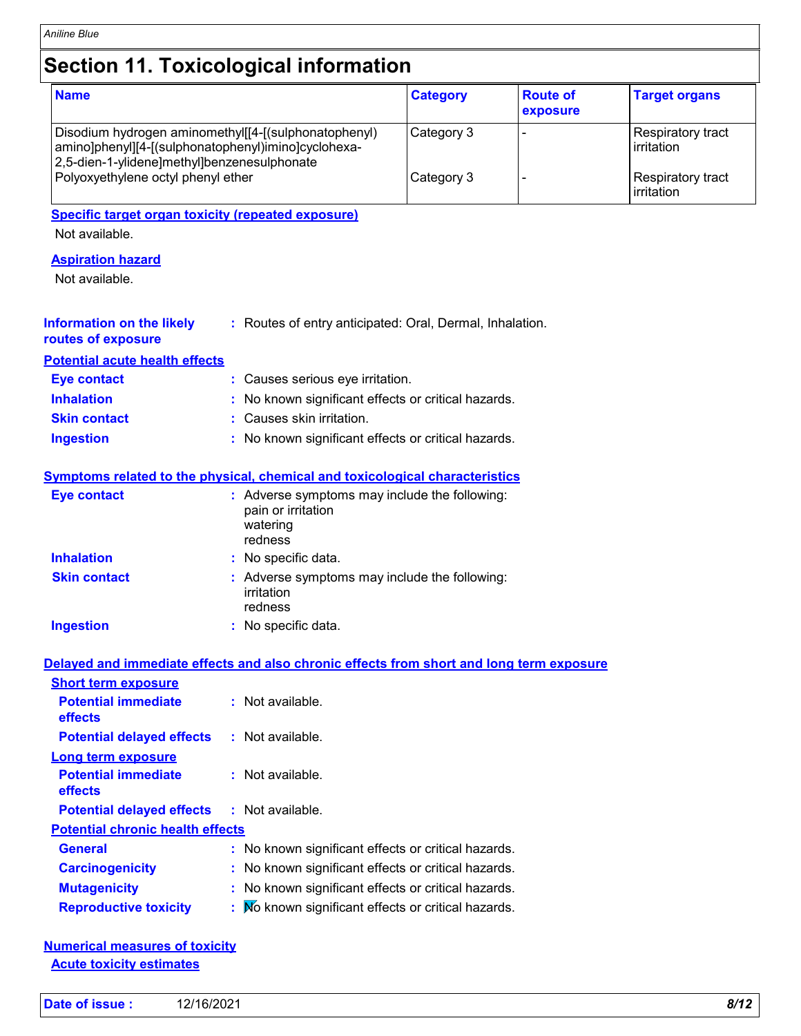# Section 11. Toxicological information

| Name | Category | Route of exposure | Target organs |
|---|---|---|---|
| Disodium hydrogen aminomethyl[[4-[(sulphonatophenyl) amino]phenyl][4-[(sulphonatophenyl)imino]cyclohexa-2,5-dien-1-ylidene]methyl]benzenesulphonate | Category 3 | - | Respiratory tract irritation |
| Polyoxyethylene octyl phenyl ether | Category 3 | - | Respiratory tract irritation |

**Specific target organ toxicity (repeated exposure)**

Not available.

**Aspiration hazard**

Not available.

**Information on the likely routes of exposure** : Routes of entry anticipated: Oral, Dermal, Inhalation.

**Potential acute health effects**

**Eye contact** : Causes serious eye irritation.

**Inhalation** : No known significant effects or critical hazards.

**Skin contact** : Causes skin irritation.

**Ingestion** : No known significant effects or critical hazards.

**Symptoms related to the physical, chemical and toxicological characteristics**

**Eye contact** : Adverse symptoms may include the following:
pain or irritation
watering
redness

**Inhalation** : No specific data.

**Skin contact** : Adverse symptoms may include the following:
irritation
redness

**Ingestion** : No specific data.

**Delayed and immediate effects and also chronic effects from short and long term exposure**

**Short term exposure**

**Potential immediate effects** : Not available.

**Potential delayed effects** : Not available.

**Long term exposure**

**Potential immediate effects** : Not available.

**Potential delayed effects** : Not available.

**Potential chronic health effects**

**General** : No known significant effects or critical hazards.

**Carcinogenicity** : No known significant effects or critical hazards.

**Mutagenicity** : No known significant effects or critical hazards.

**Reproductive toxicity** : No known significant effects or critical hazards.

**Numerical measures of toxicity**

**Acute toxicity estimates**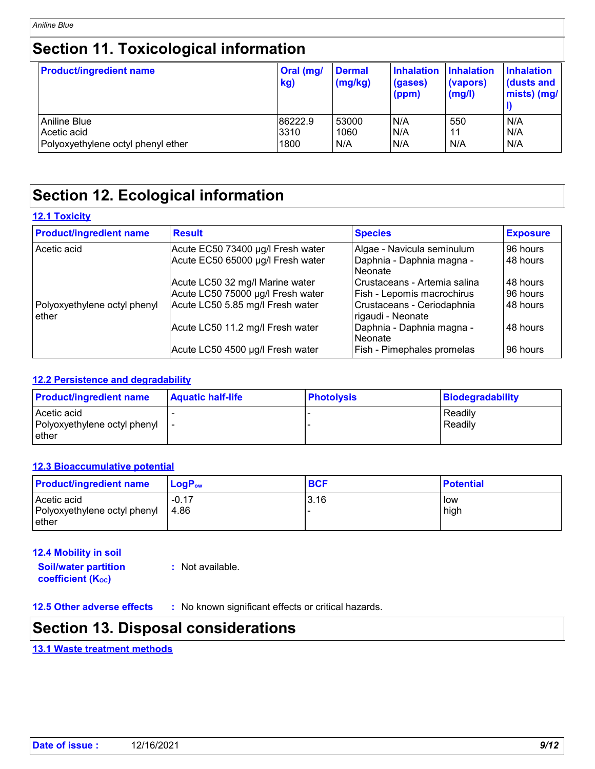# Section 11. Toxicological information

| Product/ingredient name | Oral (mg/kg) | Dermal (mg/kg) | Inhalation (gases) (ppm) | Inhalation (vapors) (mg/l) | Inhalation (dusts and mists) (mg/l) |
|---|---|---|---|---|---|
| Aniline Blue | 86222.9 | 53000 | N/A | 550 | N/A |
| Acetic acid | 3310 | 1060 | N/A | 11 | N/A |
| Polyoxyethylene octyl phenyl ether | 1800 | N/A | N/A | N/A | N/A |

# Section 12. Ecological information

## 12.1 Toxicity

| Product/ingredient name | Result | Species | Exposure |
|---|---|---|---|
| Acetic acid | Acute EC50 73400 µg/l Fresh water | Algae - Navicula seminulum | 96 hours |
| | Acute EC50 65000 µg/l Fresh water | Daphnia - Daphnia magna - Neonate | 48 hours |
| | Acute LC50 32 mg/l Marine water | Crustaceans - Artemia salina | 48 hours |
| | Acute LC50 75000 µg/l Fresh water | Fish - Lepomis macrochirus | 96 hours |
| Polyoxyethylene octyl phenyl ether | Acute LC50 5.85 mg/l Fresh water | Crustaceans - Ceriodaphnia rigaudi - Neonate | 48 hours |
| | Acute LC50 11.2 mg/l Fresh water | Daphnia - Daphnia magna - Neonate | 48 hours |
| | Acute LC50 4500 µg/l Fresh water | Fish - Pimephales promelas | 96 hours |

## 12.2 Persistence and degradability

| Product/ingredient name | Aquatic half-life | Photolysis | Biodegradability |
|---|---|---|---|
| Acetic acid | - | - | Readily |
| Polyoxyethylene octyl phenyl ether | - | - | Readily |

## 12.3 Bioaccumulative potential

| Product/ingredient name | $LogP_{ow}$ | BCF | Potential |
|---|---|---|---|
| Acetic acid | -0.17 | 3.16 | low |
| Polyoxyethylene octyl phenyl ether | 4.86 | - | high |

## 12.4 Mobility in soil

**Soil/water partition coefficient ($K_{OC}$)** : Not available.

**12.5 Other adverse effects** : No known significant effects or critical hazards.

# Section 13. Disposal considerations

## 13.1 Waste treatment methods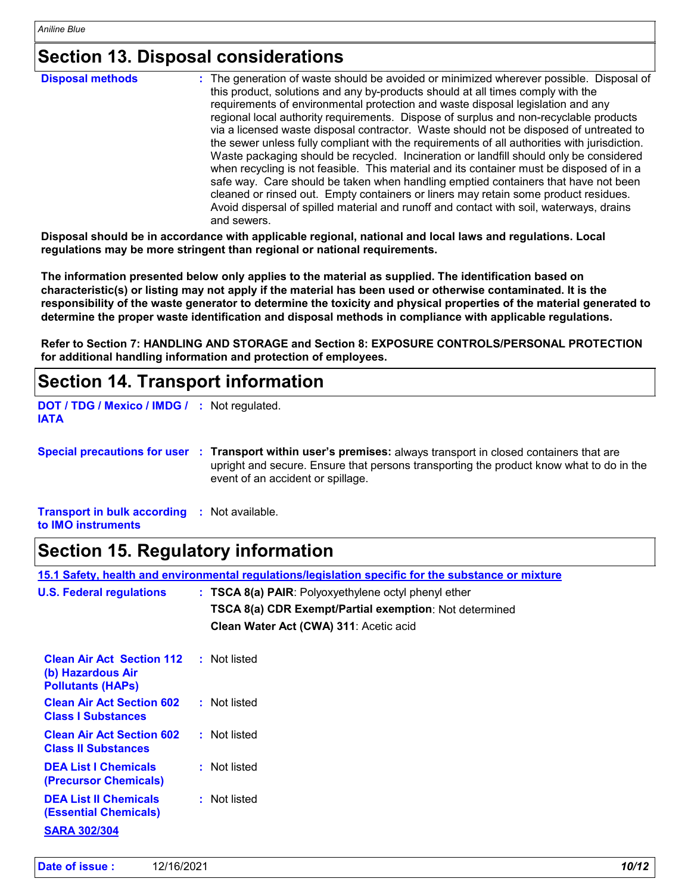## Section 13. Disposal considerations

**Disposal methods** : The generation of waste should be avoided or minimized wherever possible. Disposal of this product, solutions and any by-products should at all times comply with the requirements of environmental protection and waste disposal legislation and any regional local authority requirements. Dispose of surplus and non-recyclable products via a licensed waste disposal contractor. Waste should not be disposed of untreated to the sewer unless fully compliant with the requirements of all authorities with jurisdiction. Waste packaging should be recycled. Incineration or landfill should only be considered when recycling is not feasible. This material and its container must be disposed of in a safe way. Care should be taken when handling emptied containers that have not been cleaned or rinsed out. Empty containers or liners may retain some product residues. Avoid dispersal of spilled material and runoff and contact with soil, waterways, drains and sewers.

**Disposal should be in accordance with applicable regional, national and local laws and regulations. Local regulations may be more stringent than regional or national requirements.**

**The information presented below only applies to the material as supplied. The identification based on characteristic(s) or listing may not apply if the material has been used or otherwise contaminated. It is the responsibility of the waste generator to determine the toxicity and physical properties of the material generated to determine the proper waste identification and disposal methods in compliance with applicable regulations.**

**Refer to Section 7: HANDLING AND STORAGE and Section 8: EXPOSURE CONTROLS/PERSONAL PROTECTION for additional handling information and protection of employees.**

## Section 14. Transport information

**DOT / TDG / Mexico / IMDG / IATA** : Not regulated.

**Special precautions for user** : **Transport within user's premises:** always transport in closed containers that are upright and secure. Ensure that persons transporting the product know what to do in the event of an accident or spillage.

**Transport in bulk according to IMO instruments** : Not available.

## Section 15. Regulatory information

**15.1 Safety, health and environmental regulations/legislation specific for the substance or mixture**

**U.S. Federal regulations** : **TSCA 8(a) PAIR**: Polyoxyethylene octyl phenyl ether

**TSCA 8(a) CDR Exempt/Partial exemption**: Not determined

**Clean Water Act (CWA) 311**: Acetic acid

**Clean Air Act Section 112 (b) Hazardous Air Pollutants (HAPs)** : Not listed

**Clean Air Act Section 602 Class I Substances** : Not listed

**Clean Air Act Section 602 Class II Substances** : Not listed

**DEA List I Chemicals (Precursor Chemicals)** : Not listed

**DEA List II Chemicals (Essential Chemicals)** : Not listed

**SARA 302/304**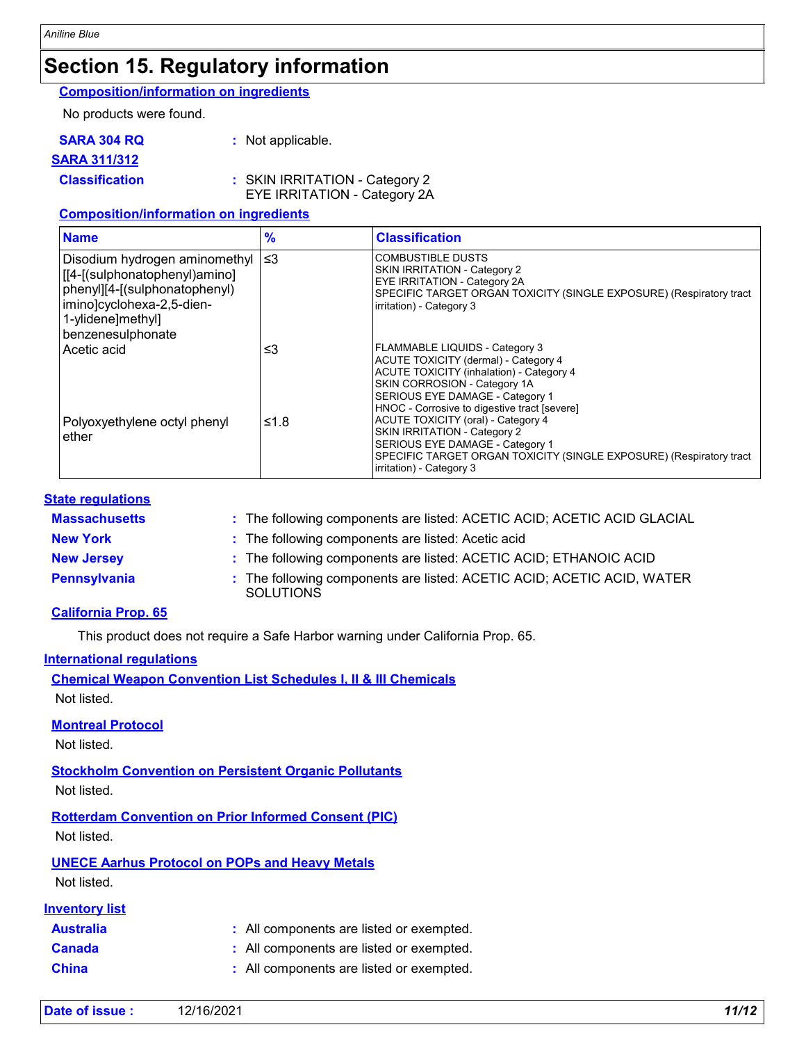## Section 15. Regulatory information

**Composition/information on ingredients**

No products were found.

**SARA 304 RQ** : Not applicable.

**SARA 311/312**

**Classification** : SKIN IRRITATION - Category 2
EYE IRRITATION - Category 2A

**Composition/information on ingredients**

| Name | % | Classification |
|---|---|---|
| Disodium hydrogen aminomethyl [[4-[(sulphonatophenyl)amino] phenyl][4-[(sulphonatophenyl) imino]cyclohexa-2,5-dien-1-ylidene]methyl] benzenesulphonate | ≤3 | COMBUSTIBLE DUSTS<br>SKIN IRRITATION - Category 2<br>EYE IRRITATION - Category 2A<br>SPECIFIC TARGET ORGAN TOXICITY (SINGLE EXPOSURE) (Respiratory tract irritation) - Category 3 |
| Acetic acid | ≤3 | FLAMMABLE LIQUIDS - Category 3<br>ACUTE TOXICITY (dermal) - Category 4<br>ACUTE TOXICITY (inhalation) - Category 4<br>SKIN CORROSION - Category 1A<br>SERIOUS EYE DAMAGE - Category 1<br>HNOC - Corrosive to digestive tract [severe] |
| Polyoxyethylene octyl phenyl ether | ≤1.8 | ACUTE TOXICITY (oral) - Category 4<br>SKIN IRRITATION - Category 2<br>SERIOUS EYE DAMAGE - Category 1<br>SPECIFIC TARGET ORGAN TOXICITY (SINGLE EXPOSURE) (Respiratory tract irritation) - Category 3 |

### State regulations

**Massachusetts** : The following components are listed: ACETIC ACID; ACETIC ACID GLACIAL

**New York** : The following components are listed: Acetic acid

**New Jersey** : The following components are listed: ACETIC ACID; ETHANOIC ACID

**Pennsylvania** : The following components are listed: ACETIC ACID; ACETIC ACID, WATER SOLUTIONS

**California Prop. 65**

This product does not require a Safe Harbor warning under California Prop. 65.

### International regulations

**Chemical Weapon Convention List Schedules I, II & III Chemicals**

Not listed.

**Montreal Protocol**

Not listed.

**Stockholm Convention on Persistent Organic Pollutants**

Not listed.

**Rotterdam Convention on Prior Informed Consent (PIC)**

Not listed.

**UNECE Aarhus Protocol on POPs and Heavy Metals**

Not listed.

### Inventory list

**Australia** : All components are listed or exempted.

**Canada** : All components are listed or exempted.

**China** : All components are listed or exempted.

**Date of issue :** 12/16/2021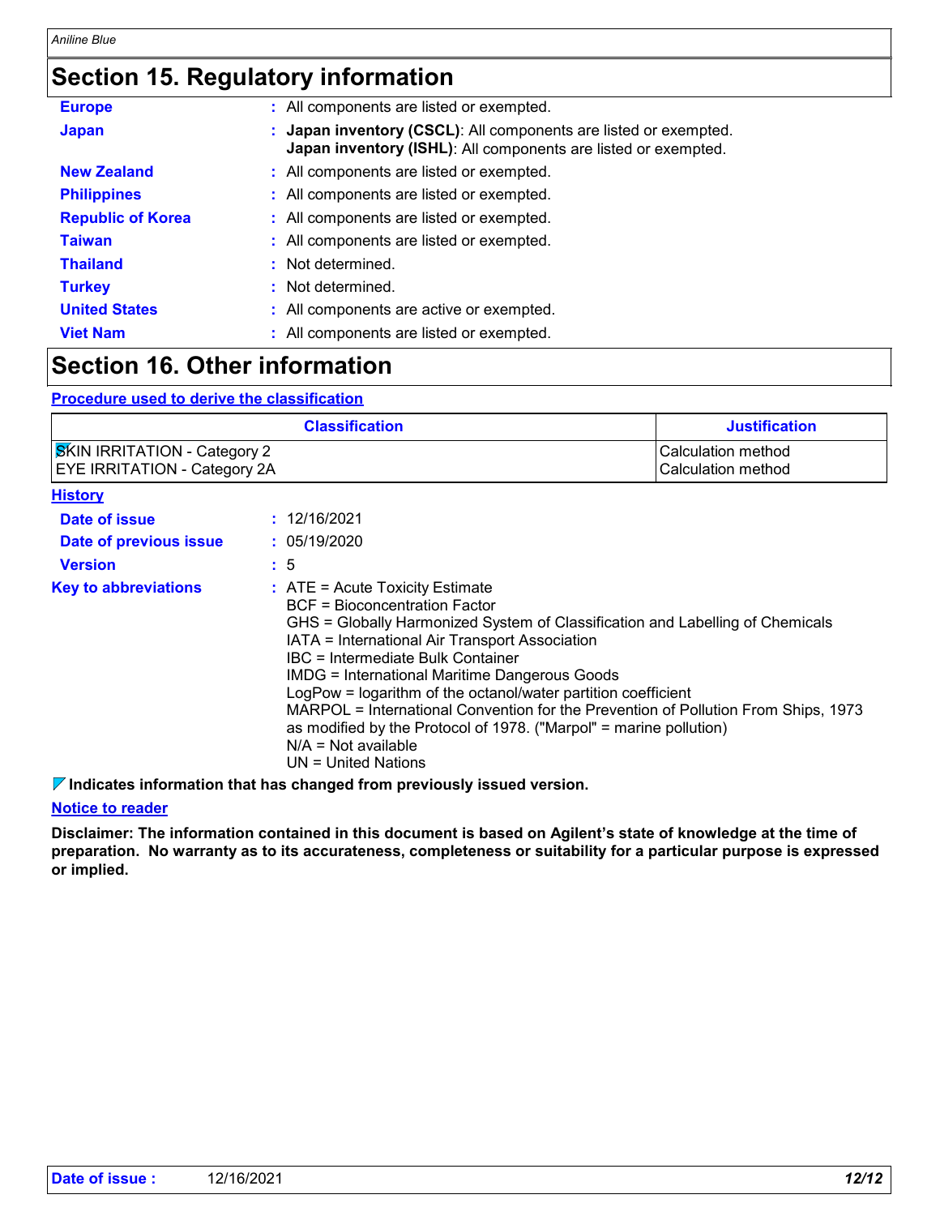## Section 15. Regulatory information

**Europe** : All components are listed or exempted.

**Japan** : **Japan inventory (CSCL)**: All components are listed or exempted.
**Japan inventory (ISHL)**: All components are listed or exempted.

**New Zealand** : All components are listed or exempted.

**Philippines** : All components are listed or exempted.

**Republic of Korea** : All components are listed or exempted.

**Taiwan** : All components are listed or exempted.

**Thailand** : Not determined.

**Turkey** : Not determined.

**United States** : All components are active or exempted.

**Viet Nam** : All components are listed or exempted.

## Section 16. Other information

**Procedure used to derive the classification**

| Classification | Justification |
|---|---|
| SKIN IRRITATION - Category 2 | Calculation method |
| EYE IRRITATION - Category 2A | Calculation method |

**History**

**Date of issue** : 12/16/2021

**Date of previous issue** : 05/19/2020

**Version** : 5

**Key to abbreviations** :
ATE = Acute Toxicity Estimate
BCF = Bioconcentration Factor
GHS = Globally Harmonized System of Classification and Labelling of Chemicals
IATA = International Air Transport Association
IBC = Intermediate Bulk Container
IMDG = International Maritime Dangerous Goods
LogPow = logarithm of the octanol/water partition coefficient
MARPOL = International Convention for the Prevention of Pollution From Ships, 1973 as modified by the Protocol of 1978. ("Marpol" = marine pollution)
N/A = Not available
UN = United Nations

**Indicates information that has changed from previously issued version.**

**Notice to reader**

**Disclaimer: The information contained in this document is based on Agilent's state of knowledge at the time of preparation. No warranty as to its accurateness, completeness or suitability for a particular purpose is expressed or implied.**